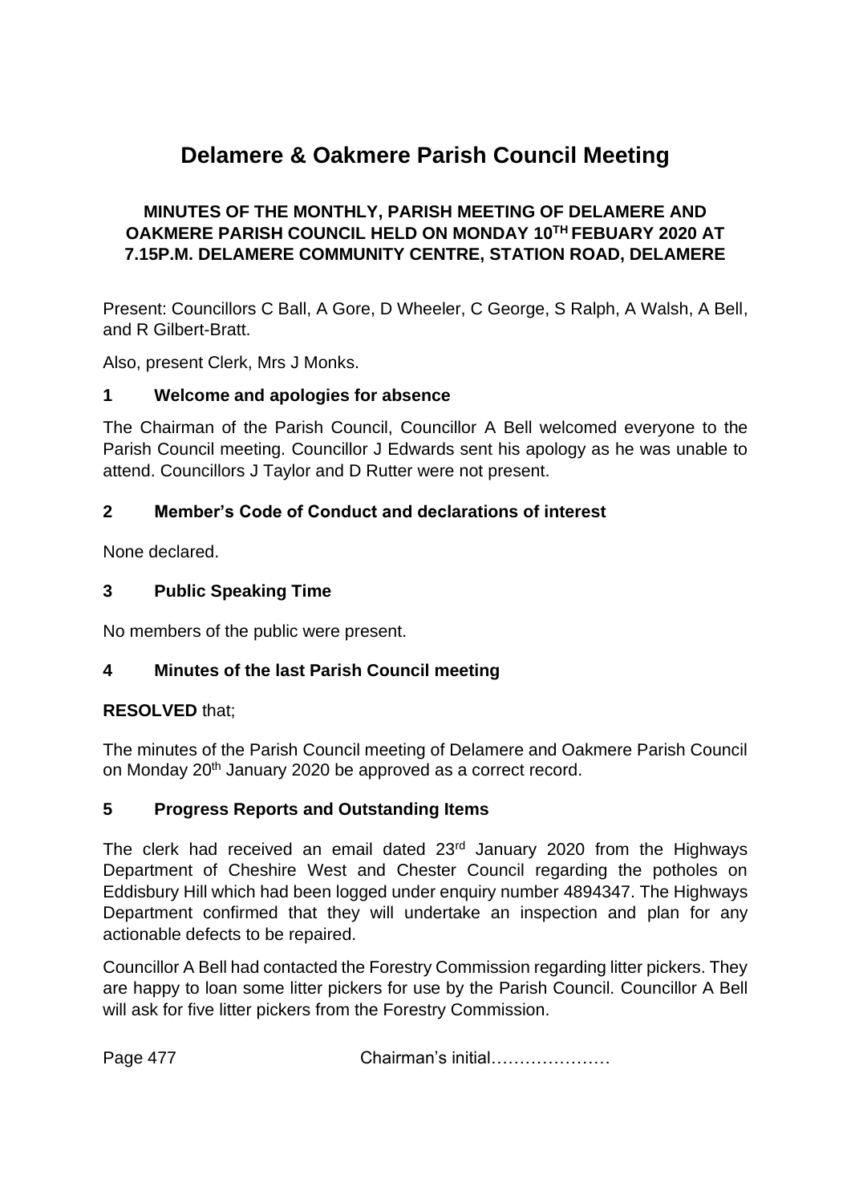# Delamere & Oakmere Parish Council Meeting

**MINUTES OF THE MONTHLY, PARISH MEETING OF DELAMERE AND OAKMERE PARISH COUNCIL HELD ON MONDAY 10TH FEBUARY 2020 AT 7.15P.M. DELAMERE COMMUNITY CENTRE, STATION ROAD, DELAMERE**

Present: Councillors C Ball, A Gore, D Wheeler, C George, S Ralph, A Walsh, A Bell, and R Gilbert-Bratt.

Also, present Clerk, Mrs J Monks.

## 1 Welcome and apologies for absence

The Chairman of the Parish Council, Councillor A Bell welcomed everyone to the Parish Council meeting. Councillor J Edwards sent his apology as he was unable to attend. Councillors J Taylor and D Rutter were not present.

## 2 Member's Code of Conduct and declarations of interest

None declared.

## 3 Public Speaking Time

No members of the public were present.

## 4 Minutes of the last Parish Council meeting

**RESOLVED** that;

The minutes of the Parish Council meeting of Delamere and Oakmere Parish Council on Monday 20th January 2020 be approved as a correct record.

## 5 Progress Reports and Outstanding Items

The clerk had received an email dated 23rd January 2020 from the Highways Department of Cheshire West and Chester Council regarding the potholes on Eddisbury Hill which had been logged under enquiry number 4894347. The Highways Department confirmed that they will undertake an inspection and plan for any actionable defects to be repaired.

Councillor A Bell had contacted the Forestry Commission regarding litter pickers. They are happy to loan some litter pickers for use by the Parish Council. Councillor A Bell will ask for five litter pickers from the Forestry Commission.

Page 477 Chairman's initial…………………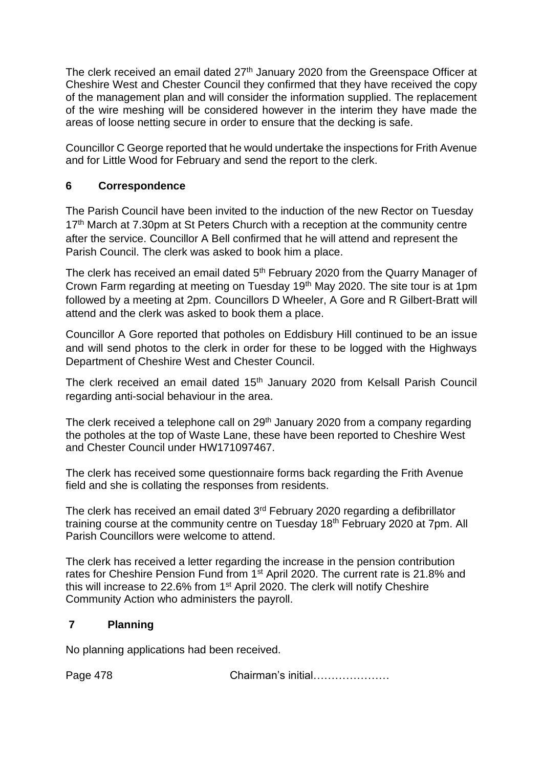The clerk received an email dated 27th January 2020 from the Greenspace Officer at Cheshire West and Chester Council they confirmed that they have received the copy of the management plan and will consider the information supplied. The replacement of the wire meshing will be considered however in the interim they have made the areas of loose netting secure in order to ensure that the decking is safe.

Councillor C George reported that he would undertake the inspections for Frith Avenue and for Little Wood for February and send the report to the clerk.

## 6 Correspondence

The Parish Council have been invited to the induction of the new Rector on Tuesday 17th March at 7.30pm at St Peters Church with a reception at the community centre after the service. Councillor A Bell confirmed that he will attend and represent the Parish Council. The clerk was asked to book him a place.

The clerk has received an email dated 5th February 2020 from the Quarry Manager of Crown Farm regarding at meeting on Tuesday 19th May 2020. The site tour is at 1pm followed by a meeting at 2pm. Councillors D Wheeler, A Gore and R Gilbert-Bratt will attend and the clerk was asked to book them a place.

Councillor A Gore reported that potholes on Eddisbury Hill continued to be an issue and will send photos to the clerk in order for these to be logged with the Highways Department of Cheshire West and Chester Council.

The clerk received an email dated 15th January 2020 from Kelsall Parish Council regarding anti-social behaviour in the area.

The clerk received a telephone call on 29th January 2020 from a company regarding the potholes at the top of Waste Lane, these have been reported to Cheshire West and Chester Council under HW171097467.

The clerk has received some questionnaire forms back regarding the Frith Avenue field and she is collating the responses from residents.

The clerk has received an email dated 3rd February 2020 regarding a defibrillator training course at the community centre on Tuesday 18th February 2020 at 7pm. All Parish Councillors were welcome to attend.

The clerk has received a letter regarding the increase in the pension contribution rates for Cheshire Pension Fund from 1st April 2020. The current rate is 21.8% and this will increase to 22.6% from 1st April 2020. The clerk will notify Cheshire Community Action who administers the payroll.

## 7 Planning

No planning applications had been received.

Chairman's initial…………………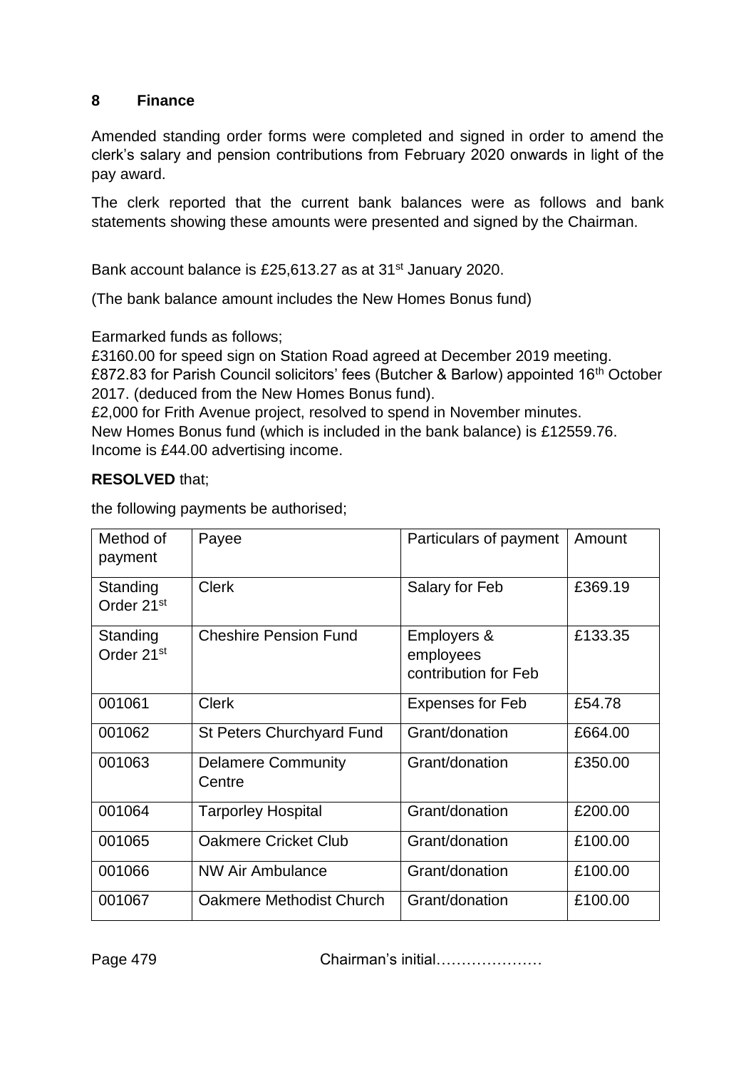## 8 Finance

Amended standing order forms were completed and signed in order to amend the clerk's salary and pension contributions from February 2020 onwards in light of the pay award.

The clerk reported that the current bank balances were as follows and bank statements showing these amounts were presented and signed by the Chairman.

Bank account balance is £25,613.27 as at 31st January 2020.

(The bank balance amount includes the New Homes Bonus fund)

Earmarked funds as follows;
£3160.00 for speed sign on Station Road agreed at December 2019 meeting.
£872.83 for Parish Council solicitors' fees (Butcher & Barlow) appointed 16th October 2017. (deduced from the New Homes Bonus fund).
£2,000 for Frith Avenue project, resolved to spend in November minutes.
New Homes Bonus fund (which is included in the bank balance) is £12559.76.
Income is £44.00 advertising income.

**RESOLVED** that;

the following payments be authorised;

| Method of payment | Payee | Particulars of payment | Amount |
|---|---|---|---|
| Standing Order 21st | Clerk | Salary for Feb | £369.19 |
| Standing Order 21st | Cheshire Pension Fund | Employers & employees contribution for Feb | £133.35 |
| 001061 | Clerk | Expenses for Feb | £54.78 |
| 001062 | St Peters Churchyard Fund | Grant/donation | £664.00 |
| 001063 | Delamere Community Centre | Grant/donation | £350.00 |
| 001064 | Tarporley Hospital | Grant/donation | £200.00 |
| 001065 | Oakmere Cricket Club | Grant/donation | £100.00 |
| 001066 | NW Air Ambulance | Grant/donation | £100.00 |
| 001067 | Oakmere Methodist Church | Grant/donation | £100.00 |

Chairman's initial…………………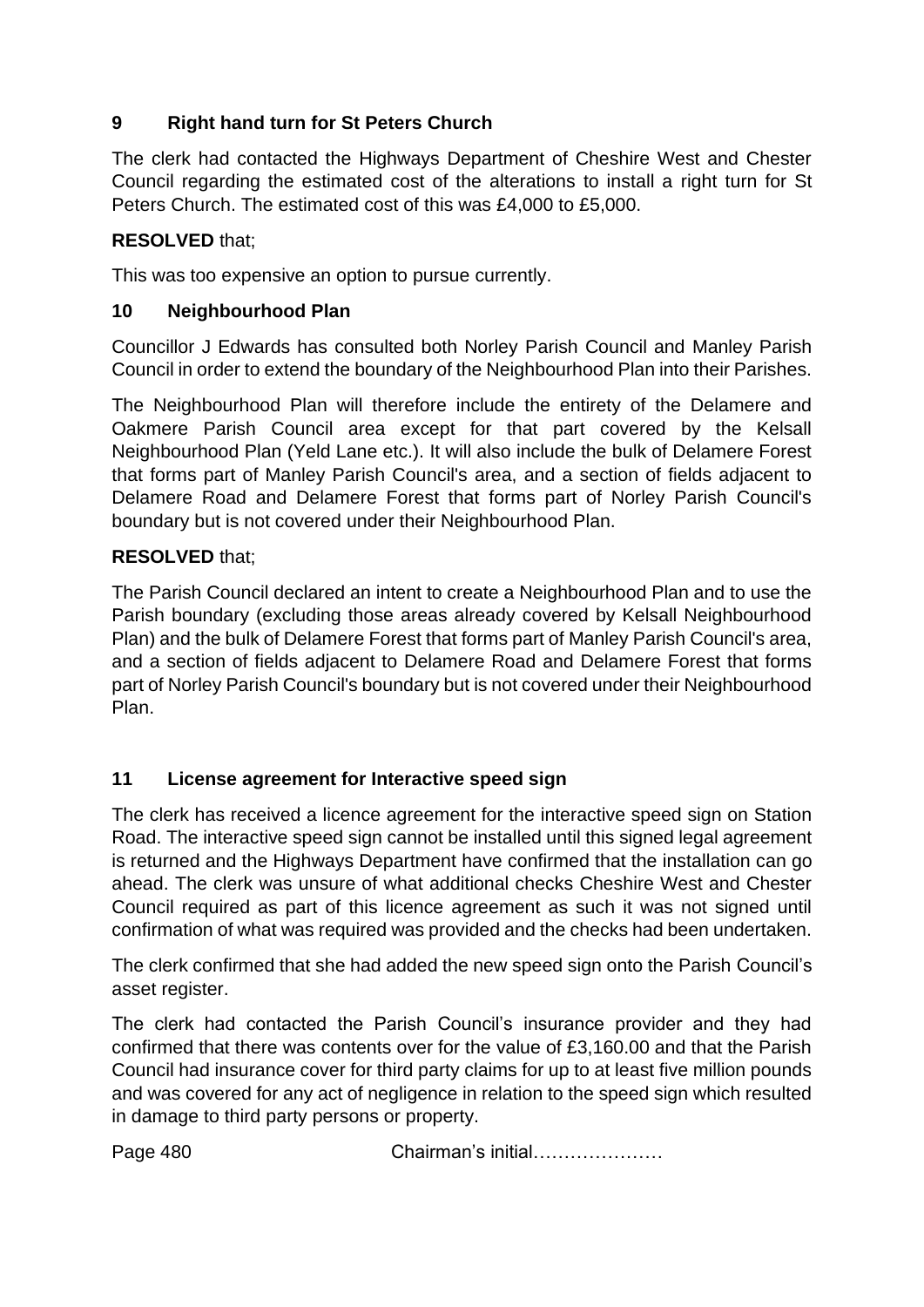## 9 Right hand turn for St Peters Church

The clerk had contacted the Highways Department of Cheshire West and Chester Council regarding the estimated cost of the alterations to install a right turn for St Peters Church. The estimated cost of this was £4,000 to £5,000.

**RESOLVED** that;

This was too expensive an option to pursue currently.

## 10 Neighbourhood Plan

Councillor J Edwards has consulted both Norley Parish Council and Manley Parish Council in order to extend the boundary of the Neighbourhood Plan into their Parishes.

The Neighbourhood Plan will therefore include the entirety of the Delamere and Oakmere Parish Council area except for that part covered by the Kelsall Neighbourhood Plan (Yeld Lane etc.). It will also include the bulk of Delamere Forest that forms part of Manley Parish Council's area, and a section of fields adjacent to Delamere Road and Delamere Forest that forms part of Norley Parish Council's boundary but is not covered under their Neighbourhood Plan.

**RESOLVED** that;

The Parish Council declared an intent to create a Neighbourhood Plan and to use the Parish boundary (excluding those areas already covered by Kelsall Neighbourhood Plan) and the bulk of Delamere Forest that forms part of Manley Parish Council's area, and a section of fields adjacent to Delamere Road and Delamere Forest that forms part of Norley Parish Council's boundary but is not covered under their Neighbourhood Plan.

## 11 License agreement for Interactive speed sign

The clerk has received a licence agreement for the interactive speed sign on Station Road. The interactive speed sign cannot be installed until this signed legal agreement is returned and the Highways Department have confirmed that the installation can go ahead. The clerk was unsure of what additional checks Cheshire West and Chester Council required as part of this licence agreement as such it was not signed until confirmation of what was required was provided and the checks had been undertaken.

The clerk confirmed that she had added the new speed sign onto the Parish Council's asset register.

The clerk had contacted the Parish Council's insurance provider and they had confirmed that there was contents over for the value of £3,160.00 and that the Parish Council had insurance cover for third party claims for up to at least five million pounds and was covered for any act of negligence in relation to the speed sign which resulted in damage to third party persons or property.

Page 480 Chairman's initial…………………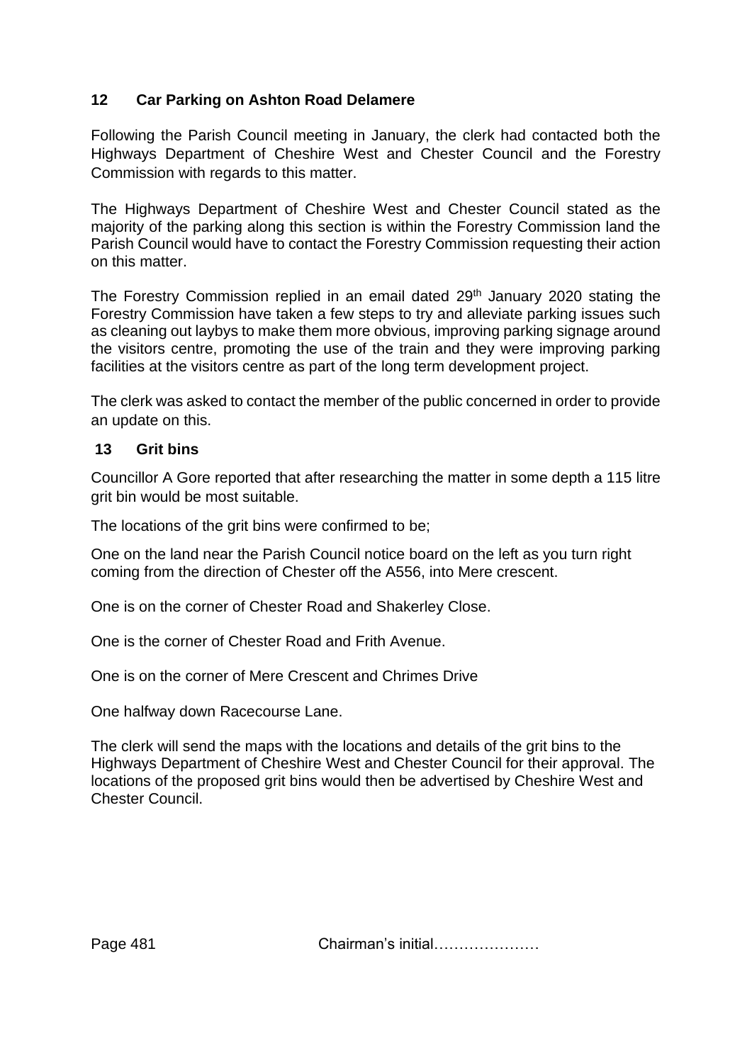## 12 Car Parking on Ashton Road Delamere

Following the Parish Council meeting in January, the clerk had contacted both the Highways Department of Cheshire West and Chester Council and the Forestry Commission with regards to this matter.

The Highways Department of Cheshire West and Chester Council stated as the majority of the parking along this section is within the Forestry Commission land the Parish Council would have to contact the Forestry Commission requesting their action on this matter.

The Forestry Commission replied in an email dated 29th January 2020 stating the Forestry Commission have taken a few steps to try and alleviate parking issues such as cleaning out laybys to make them more obvious, improving parking signage around the visitors centre, promoting the use of the train and they were improving parking facilities at the visitors centre as part of the long term development project.

The clerk was asked to contact the member of the public concerned in order to provide an update on this.

## 13 Grit bins

Councillor A Gore reported that after researching the matter in some depth a 115 litre grit bin would be most suitable.

The locations of the grit bins were confirmed to be;

One on the land near the Parish Council notice board on the left as you turn right coming from the direction of Chester off the A556, into Mere crescent.

One is on the corner of Chester Road and Shakerley Close.

One is the corner of Chester Road and Frith Avenue.

One is on the corner of Mere Crescent and Chrimes Drive

One halfway down Racecourse Lane.

The clerk will send the maps with the locations and details of the grit bins to the Highways Department of Cheshire West and Chester Council for their approval. The locations of the proposed grit bins would then be advertised by Cheshire West and Chester Council.

Chairman's initial…………………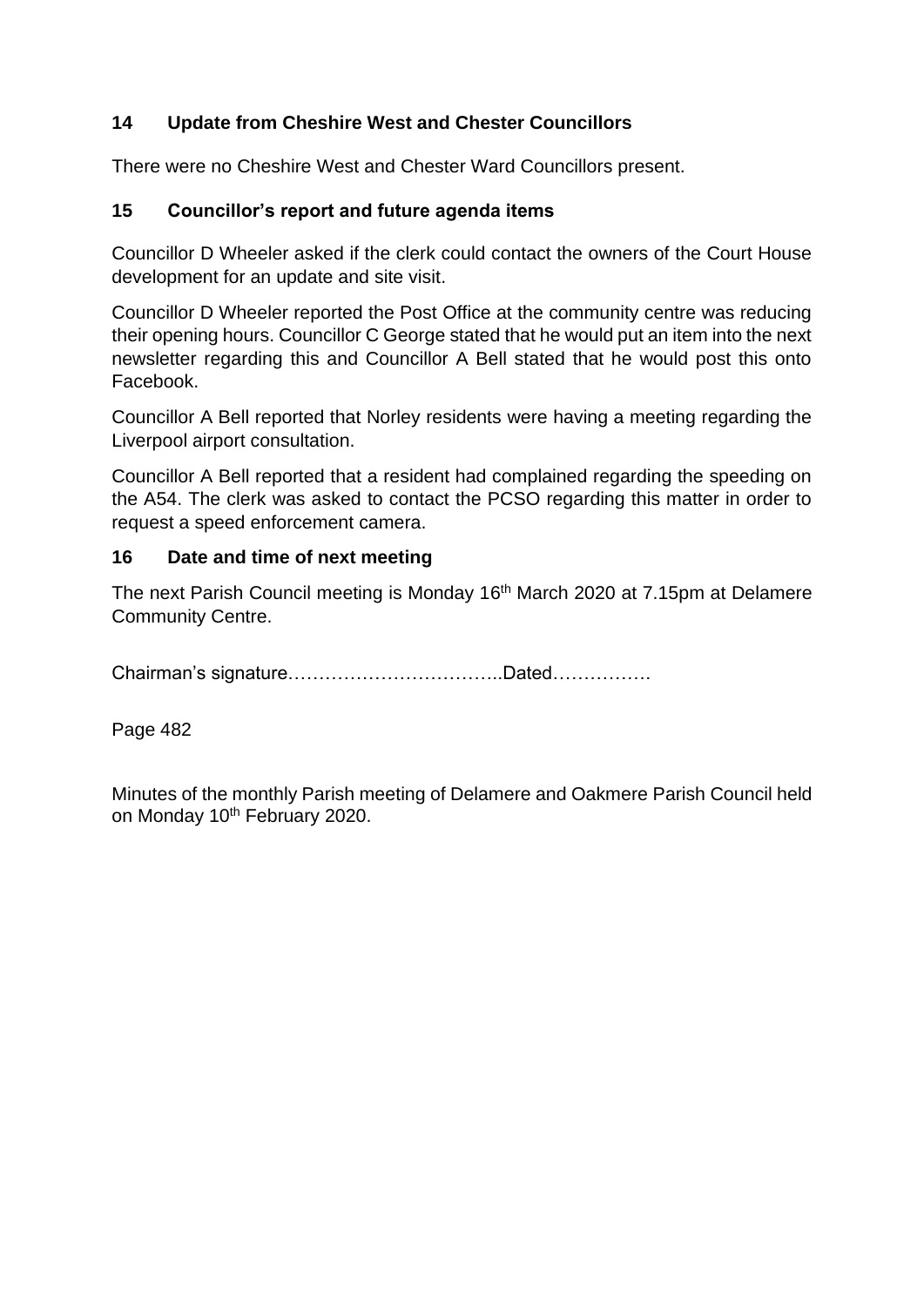## 14 Update from Cheshire West and Chester Councillors

There were no Cheshire West and Chester Ward Councillors present.

## 15 Councillor's report and future agenda items

Councillor D Wheeler asked if the clerk could contact the owners of the Court House development for an update and site visit.

Councillor D Wheeler reported the Post Office at the community centre was reducing their opening hours. Councillor C George stated that he would put an item into the next newsletter regarding this and Councillor A Bell stated that he would post this onto Facebook.

Councillor A Bell reported that Norley residents were having a meeting regarding the Liverpool airport consultation.

Councillor A Bell reported that a resident had complained regarding the speeding on the A54. The clerk was asked to contact the PCSO regarding this matter in order to request a speed enforcement camera.

## 16 Date and time of next meeting

The next Parish Council meeting is Monday 16th March 2020 at 7.15pm at Delamere Community Centre.

Chairman's signature……………………………..Dated…………….